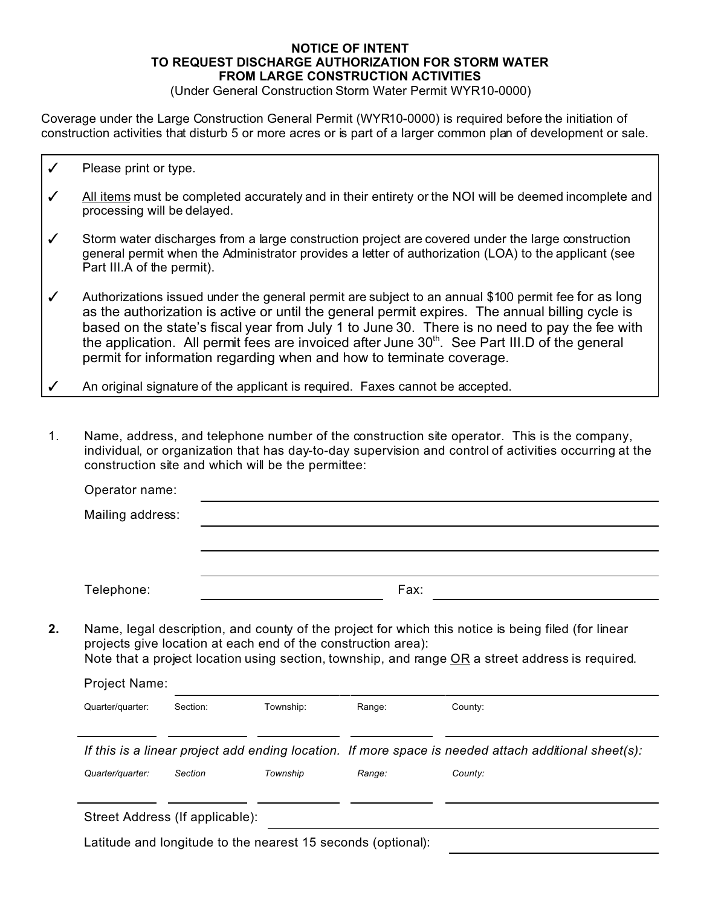# NOTICE OF INTENT
## TO REQUEST DISCHARGE AUTHORIZATION FOR STORM WATER FROM LARGE CONSTRUCTION ACTIVITIES

(Under General Construction Storm Water Permit WYR10-0000)

Coverage under the Large Construction General Permit (WYR10-0000) is required before the initiation of construction activities that disturb 5 or more acres or is part of a larger common plan of development or sale.

- ✓ Please print or type.
- ✓ All items must be completed accurately and in their entirety or the NOI will be deemed incomplete and processing will be delayed.
- ✓ Storm water discharges from a large construction project are covered under the large construction general permit when the Administrator provides a letter of authorization (LOA) to the applicant (see Part III.A of the permit).
- ✓ Authorizations issued under the general permit are subject to an annual $100 permit fee for as long as the authorization is active or until the general permit expires. The annual billing cycle is based on the state's fiscal year from July 1 to June 30. There is no need to pay the fee with the application. All permit fees are invoiced after June 30th. See Part III.D of the general permit for information regarding when and how to terminate coverage.
- ✓ An original signature of the applicant is required. Faxes cannot be accepted.

1. Name, address, and telephone number of the construction site operator. This is the company, individual, or organization that has day-to-day supervision and control of activities occurring at the construction site and which will be the permittee:

   Operator name: ______________________________

   Mailing address: ______________________________

   ______________________________

   ______________________________

   Telephone: ____________________ Fax: ____________________

2. **Name, legal description, and county of the project for which this notice is being filed (for linear projects give location at each end of the construction area):**
   Note that a project location using section, township, and range OR a street address is required.

   Project Name: ______________________________

   | Quarter/quarter: | Section: | Township: | Range: | County: |
   |---|---|---|---|---|
   | | | | | |

   *If this is a linear project add ending location. If more space is needed attach additional sheet(s):*

   | *Quarter/quarter:* | *Section* | *Township* | *Range:* | *County:* |
   |---|---|---|---|---|
   | | | | | |

   Street Address (If applicable): ______________________________

   Latitude and longitude to the nearest 15 seconds (optional): ____________________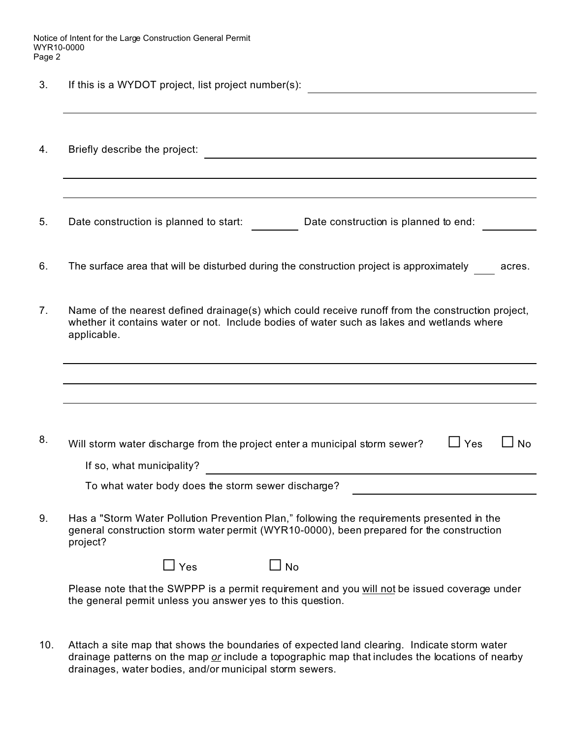3. If this is a WYDOT project, list project number(s): \_\_\_\_\_\_\_\_\_\_\_\_\_\_\_\_\_\_\_\_\_\_\_\_

4. Briefly describe the project: \_\_\_\_\_\_\_\_\_\_\_\_\_\_\_\_\_\_\_\_\_\_\_\_

5. Date construction is planned to start: \_\_\_\_\_\_\_\_ Date construction is planned to end: \_\_\_\_\_\_\_\_

6. The surface area that will be disturbed during the construction project is approximately \_\_\_\_ acres.

7. Name of the nearest defined drainage(s) which could receive runoff from the construction project, whether it contains water or not. Include bodies of water such as lakes and wetlands where applicable.

8. Will storm water discharge from the project enter a municipal storm sewer? ☐ Yes ☐ No

   If so, what municipality? \_\_\_\_\_\_\_\_\_\_\_\_\_\_\_\_\_\_\_\_\_\_\_\_

   To what water body does the storm sewer discharge? \_\_\_\_\_\_\_\_\_\_\_\_\_\_\_\_\_\_\_\_\_\_\_\_

9. Has a "Storm Water Pollution Prevention Plan," following the requirements presented in the general construction storm water permit (WYR10-0000), been prepared for the construction project?

   ☐ Yes ☐ No

   Please note that the SWPPP is a permit requirement and you <u>will not</u> be issued coverage under the general permit unless you answer yes to this question.

10. Attach a site map that shows the boundaries of expected land clearing. Indicate storm water drainage patterns on the map *or* include a topographic map that includes the locations of nearby drainages, water bodies, and/or municipal storm sewers.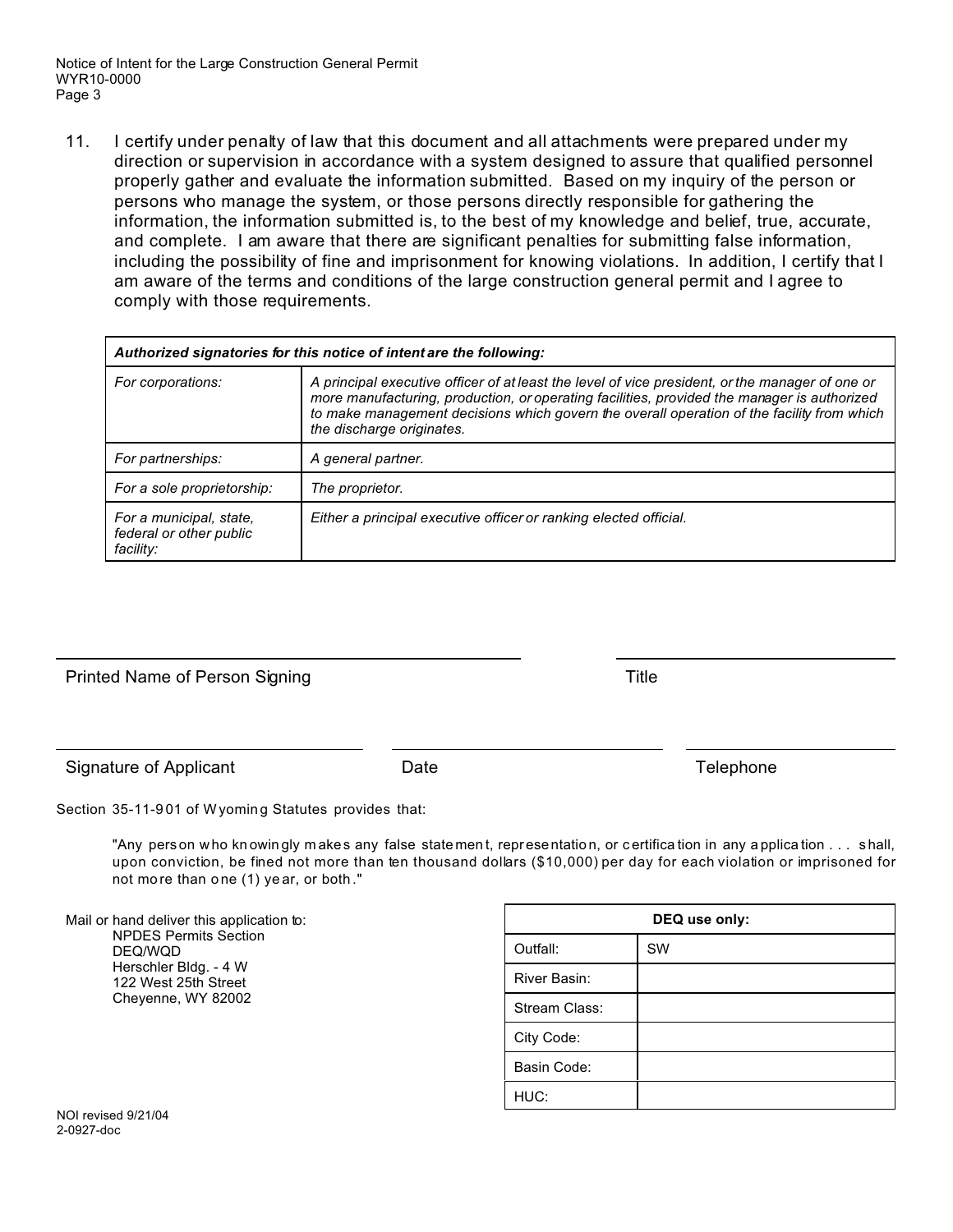11. I certify under penalty of law that this document and all attachments were prepared under my direction or supervision in accordance with a system designed to assure that qualified personnel properly gather and evaluate the information submitted. Based on my inquiry of the person or persons who manage the system, or those persons directly responsible for gathering the information, the information submitted is, to the best of my knowledge and belief, true, accurate, and complete. I am aware that there are significant penalties for submitting false information, including the possibility of fine and imprisonment for knowing violations. In addition, I certify that I am aware of the terms and conditions of the large construction general permit and I agree to comply with those requirements.

| *Authorized signatories for this notice of intent are the following:* | |
|---|---|
| *For corporations:* | *A principal executive officer of at least the level of vice president, or the manager of one or more manufacturing, production, or operating facilities, provided the manager is authorized to make management decisions which govern the overall operation of the facility from which the discharge originates.* |
| *For partnerships:* | *A general partner.* |
| *For a sole proprietorship:* | *The proprietor.* |
| *For a municipal, state, federal or other public facility:* | *Either a principal executive officer or ranking elected official.* |

Printed Name of Person Signing ______________________ Title ______________________

Signature of Applicant ______________________ Date ______________________ Telephone ______________________

Section 35-11-901 of Wyoming Statutes provides that:

> "Any person who knowingly makes any false statement, representation, or certification in any application . . . shall, upon conviction, be fined not more than ten thousand dollars ($10,000) per day for each violation or imprisoned for not more than one (1) year, or both."

Mail or hand deliver this application to:
NPDES Permits Section
DEQ/WQD
Herschler Bldg. - 4 W
122 West 25th Street
Cheyenne, WY 82002

| DEQ use only: | |
|---|---|
| Outfall: | SW |
| River Basin: | |
| Stream Class: | |
| City Code: | |
| Basin Code: | |
| HUC: | |

NOI revised 9/21/04
2-0927-doc